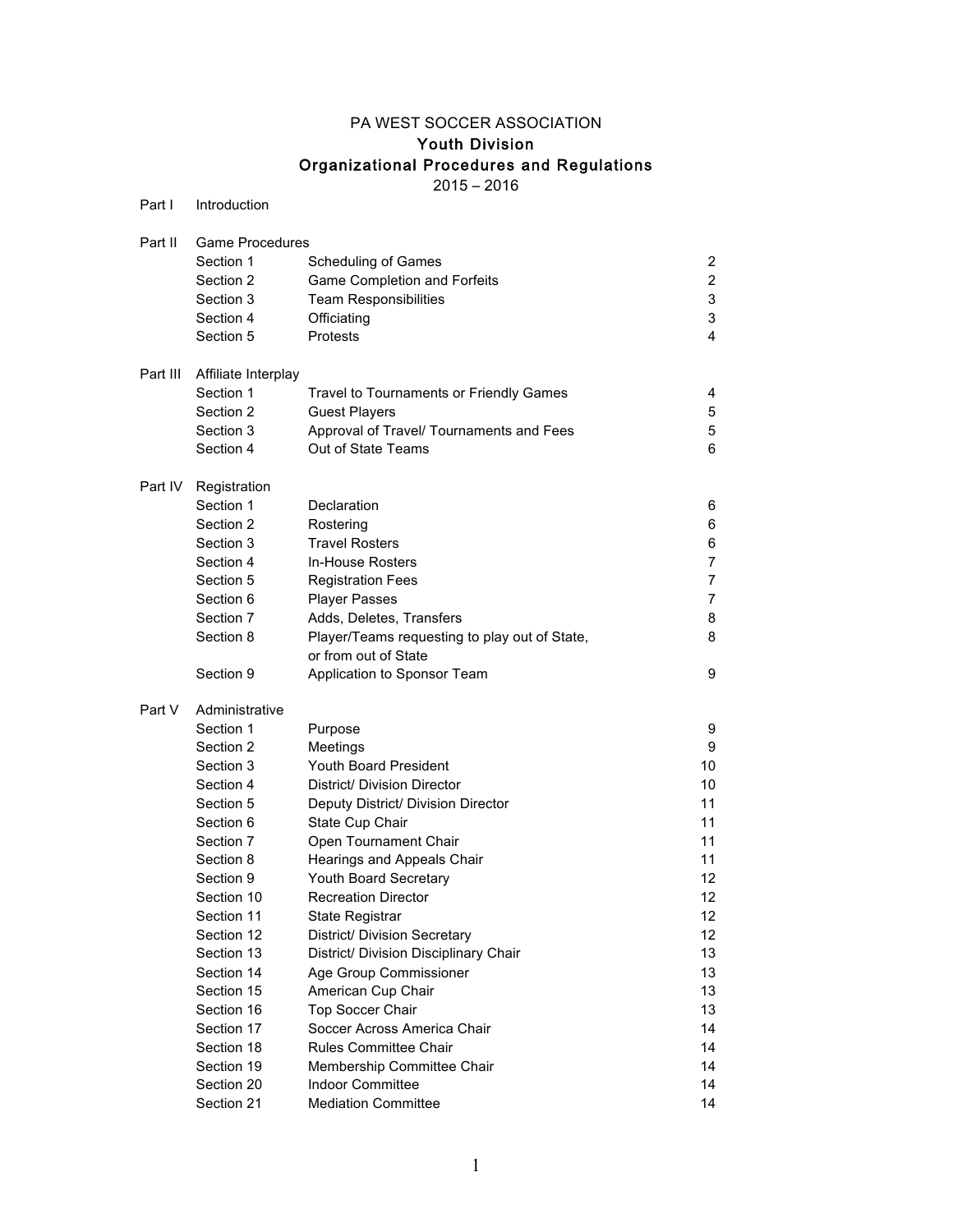# PA WEST SOCCER ASSOCIATION

## Youth Division

## Organizational Procedures and Regulations

2015 – 2016

| | | | |
|---|---|---|---|
| Part I | Introduction | | |
| Part II | Game Procedures | | |
| | Section 1 | Scheduling of Games | 2 |
| | Section 2 | Game Completion and Forfeits | 2 |
| | Section 3 | Team Responsibilities | 3 |
| | Section 4 | Officiating | 3 |
| | Section 5 | Protests | 4 |
| Part III | Affiliate Interplay | | |
| | Section 1 | Travel to Tournaments or Friendly Games | 4 |
| | Section 2 | Guest Players | 5 |
| | Section 3 | Approval of Travel/ Tournaments and Fees | 5 |
| | Section 4 | Out of State Teams | 6 |
| Part IV | Registration | | |
| | Section 1 | Declaration | 6 |
| | Section 2 | Rostering | 6 |
| | Section 3 | Travel Rosters | 6 |
| | Section 4 | In-House Rosters | 7 |
| | Section 5 | Registration Fees | 7 |
| | Section 6 | Player Passes | 7 |
| | Section 7 | Adds, Deletes, Transfers | 8 |
| | Section 8 | Player/Teams requesting to play out of State, or from out of State | 8 |
| | Section 9 | Application to Sponsor Team | 9 |
| Part V | Administrative | | |
| | Section 1 | Purpose | 9 |
| | Section 2 | Meetings | 9 |
| | Section 3 | Youth Board President | 10 |
| | Section 4 | District/ Division Director | 10 |
| | Section 5 | Deputy District/ Division Director | 11 |
| | Section 6 | State Cup Chair | 11 |
| | Section 7 | Open Tournament Chair | 11 |
| | Section 8 | Hearings and Appeals Chair | 11 |
| | Section 9 | Youth Board Secretary | 12 |
| | Section 10 | Recreation Director | 12 |
| | Section 11 | State Registrar | 12 |
| | Section 12 | District/ Division Secretary | 12 |
| | Section 13 | District/ Division Disciplinary Chair | 13 |
| | Section 14 | Age Group Commissioner | 13 |
| | Section 15 | American Cup Chair | 13 |
| | Section 16 | Top Soccer Chair | 13 |
| | Section 17 | Soccer Across America Chair | 14 |
| | Section 18 | Rules Committee Chair | 14 |
| | Section 19 | Membership Committee Chair | 14 |
| | Section 20 | Indoor Committee | 14 |
| | Section 21 | Mediation Committee | 14 |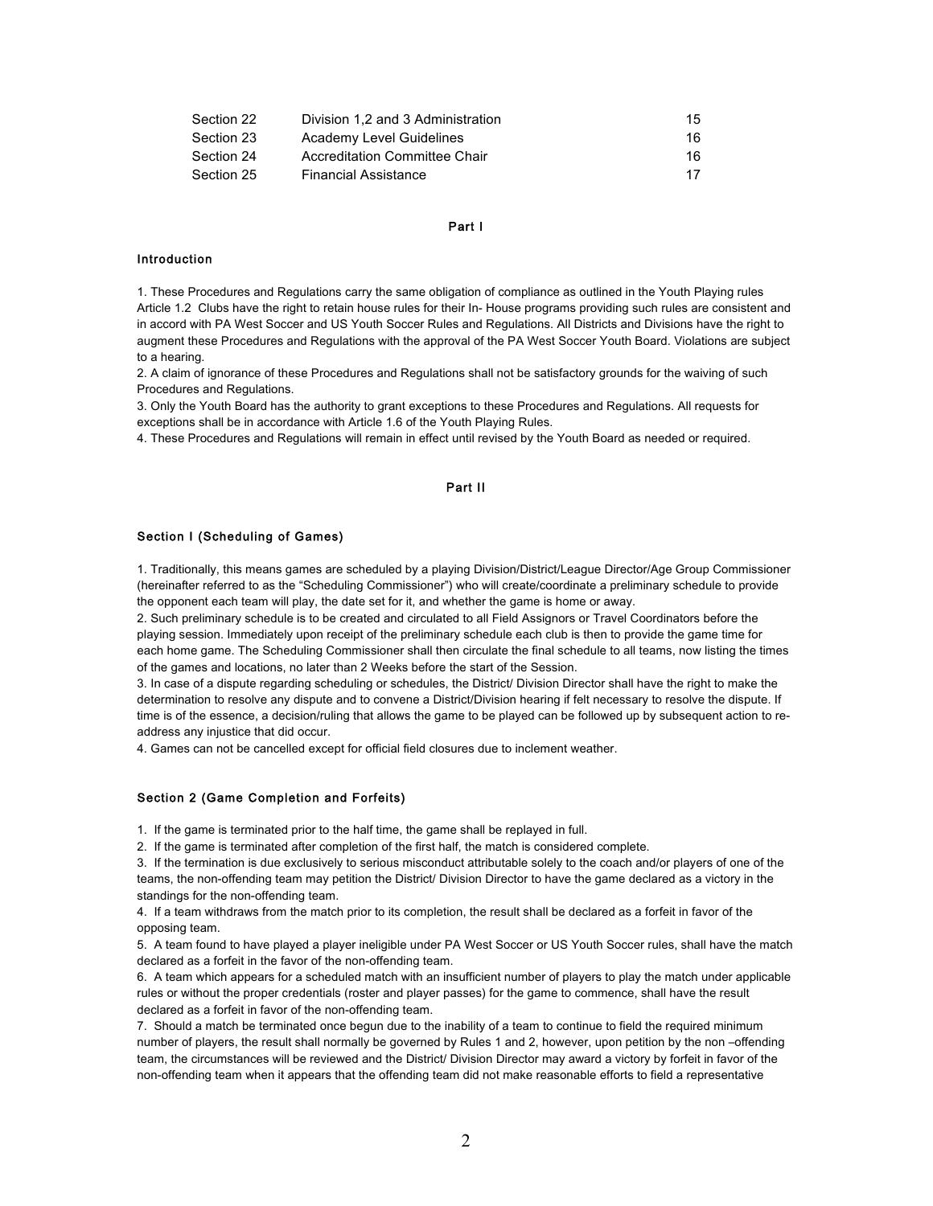| Section 22 | Division 1,2 and 3 Administration | 15 |
|---|---|---|
| Section 23 | Academy Level Guidelines | 16 |
| Section 24 | Accreditation Committee Chair | 16 |
| Section 25 | Financial Assistance | 17 |

## Part I

### Introduction

1. These Procedures and Regulations carry the same obligation of compliance as outlined in the Youth Playing rules Article 1.2 Clubs have the right to retain house rules for their In- House programs providing such rules are consistent and in accord with PA West Soccer and US Youth Soccer Rules and Regulations. All Districts and Divisions have the right to augment these Procedures and Regulations with the approval of the PA West Soccer Youth Board. Violations are subject to a hearing.
2. A claim of ignorance of these Procedures and Regulations shall not be satisfactory grounds for the waiving of such Procedures and Regulations.
3. Only the Youth Board has the authority to grant exceptions to these Procedures and Regulations. All requests for exceptions shall be in accordance with Article 1.6 of the Youth Playing Rules.
4. These Procedures and Regulations will remain in effect until revised by the Youth Board as needed or required.

## Part II

### Section I (Scheduling of Games)

1. Traditionally, this means games are scheduled by a playing Division/District/League Director/Age Group Commissioner (hereinafter referred to as the "Scheduling Commissioner") who will create/coordinate a preliminary schedule to provide the opponent each team will play, the date set for it, and whether the game is home or away.
2. Such preliminary schedule is to be created and circulated to all Field Assignors or Travel Coordinators before the playing session. Immediately upon receipt of the preliminary schedule each club is then to provide the game time for each home game. The Scheduling Commissioner shall then circulate the final schedule to all teams, now listing the times of the games and locations, no later than 2 Weeks before the start of the Session.
3. In case of a dispute regarding scheduling or schedules, the District/ Division Director shall have the right to make the determination to resolve any dispute and to convene a District/Division hearing if felt necessary to resolve the dispute. If time is of the essence, a decision/ruling that allows the game to be played can be followed up by subsequent action to re-address any injustice that did occur.
4. Games can not be cancelled except for official field closures due to inclement weather.

### Section 2 (Game Completion and Forfeits)

1. If the game is terminated prior to the half time, the game shall be replayed in full.
2. If the game is terminated after completion of the first half, the match is considered complete.
3. If the termination is due exclusively to serious misconduct attributable solely to the coach and/or players of one of the teams, the non-offending team may petition the District/ Division Director to have the game declared as a victory in the standings for the non-offending team.
4. If a team withdraws from the match prior to its completion, the result shall be declared as a forfeit in favor of the opposing team.
5. A team found to have played a player ineligible under PA West Soccer or US Youth Soccer rules, shall have the match declared as a forfeit in the favor of the non-offending team.
6. A team which appears for a scheduled match with an insufficient number of players to play the match under applicable rules or without the proper credentials (roster and player passes) for the game to commence, shall have the result declared as a forfeit in favor of the non-offending team.
7. Should a match be terminated once begun due to the inability of a team to continue to field the required minimum number of players, the result shall normally be governed by Rules 1 and 2, however, upon petition by the non –offending team, the circumstances will be reviewed and the District/ Division Director may award a victory by forfeit in favor of the non-offending team when it appears that the offending team did not make reasonable efforts to field a representative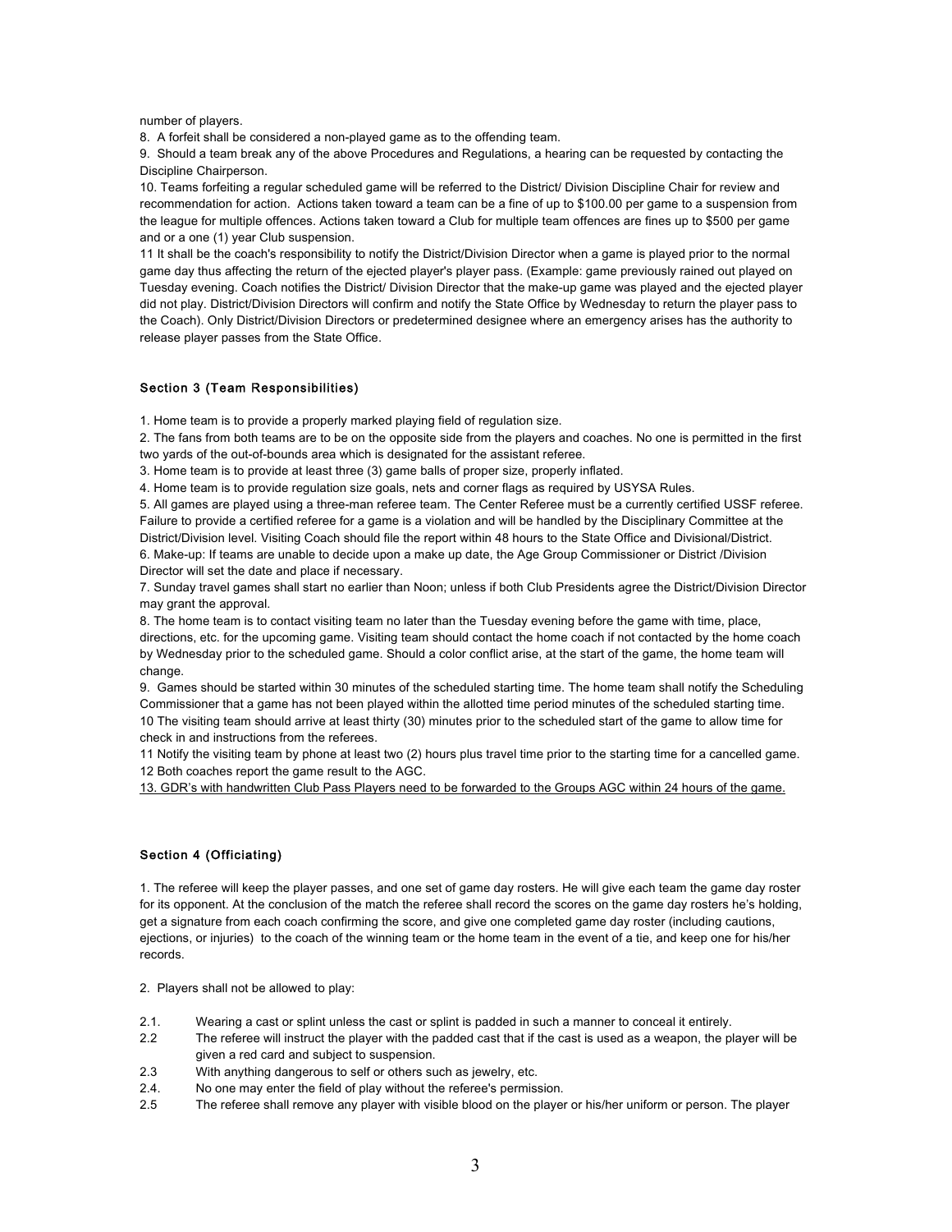number of players.

8. A forfeit shall be considered a non-played game as to the offending team.

9. Should a team break any of the above Procedures and Regulations, a hearing can be requested by contacting the Discipline Chairperson.

10. Teams forfeiting a regular scheduled game will be referred to the District/ Division Discipline Chair for review and recommendation for action. Actions taken toward a team can be a fine of up to $100.00 per game to a suspension from the league for multiple offences. Actions taken toward a Club for multiple team offences are fines up to $500 per game and or a one (1) year Club suspension.

11 It shall be the coach's responsibility to notify the District/Division Director when a game is played prior to the normal game day thus affecting the return of the ejected player's player pass. (Example: game previously rained out played on Tuesday evening. Coach notifies the District/ Division Director that the make-up game was played and the ejected player did not play. District/Division Directors will confirm and notify the State Office by Wednesday to return the player pass to the Coach). Only District/Division Directors or predetermined designee where an emergency arises has the authority to release player passes from the State Office.

### Section 3 (Team Responsibilities)

1. Home team is to provide a properly marked playing field of regulation size.

2. The fans from both teams are to be on the opposite side from the players and coaches. No one is permitted in the first two yards of the out-of-bounds area which is designated for the assistant referee.

3. Home team is to provide at least three (3) game balls of proper size, properly inflated.

4. Home team is to provide regulation size goals, nets and corner flags as required by USYSA Rules.

5. All games are played using a three-man referee team. The Center Referee must be a currently certified USSF referee. Failure to provide a certified referee for a game is a violation and will be handled by the Disciplinary Committee at the District/Division level. Visiting Coach should file the report within 48 hours to the State Office and Divisional/District.

6. Make-up: If teams are unable to decide upon a make up date, the Age Group Commissioner or District /Division Director will set the date and place if necessary.

7. Sunday travel games shall start no earlier than Noon; unless if both Club Presidents agree the District/Division Director may grant the approval.

8. The home team is to contact visiting team no later than the Tuesday evening before the game with time, place, directions, etc. for the upcoming game. Visiting team should contact the home coach if not contacted by the home coach by Wednesday prior to the scheduled game. Should a color conflict arise, at the start of the game, the home team will change.

9. Games should be started within 30 minutes of the scheduled starting time. The home team shall notify the Scheduling Commissioner that a game has not been played within the allotted time period minutes of the scheduled starting time.

10 The visiting team should arrive at least thirty (30) minutes prior to the scheduled start of the game to allow time for check in and instructions from the referees.

11 Notify the visiting team by phone at least two (2) hours plus travel time prior to the starting time for a cancelled game.

12 Both coaches report the game result to the AGC.

<u>13. GDR's with handwritten Club Pass Players need to be forwarded to the Groups AGC within 24 hours of the game.</u>

### Section 4 (Officiating)

1. The referee will keep the player passes, and one set of game day rosters. He will give each team the game day roster for its opponent. At the conclusion of the match the referee shall record the scores on the game day rosters he's holding, get a signature from each coach confirming the score, and give one completed game day roster (including cautions, ejections, or injuries) to the coach of the winning team or the home team in the event of a tie, and keep one for his/her records.

2. Players shall not be allowed to play:

2.1. Wearing a cast or splint unless the cast or splint is padded in such a manner to conceal it entirely.

2.2 The referee will instruct the player with the padded cast that if the cast is used as a weapon, the player will be given a red card and subject to suspension.

2.3 With anything dangerous to self or others such as jewelry, etc.

2.4. No one may enter the field of play without the referee's permission.

2.5 The referee shall remove any player with visible blood on the player or his/her uniform or person. The player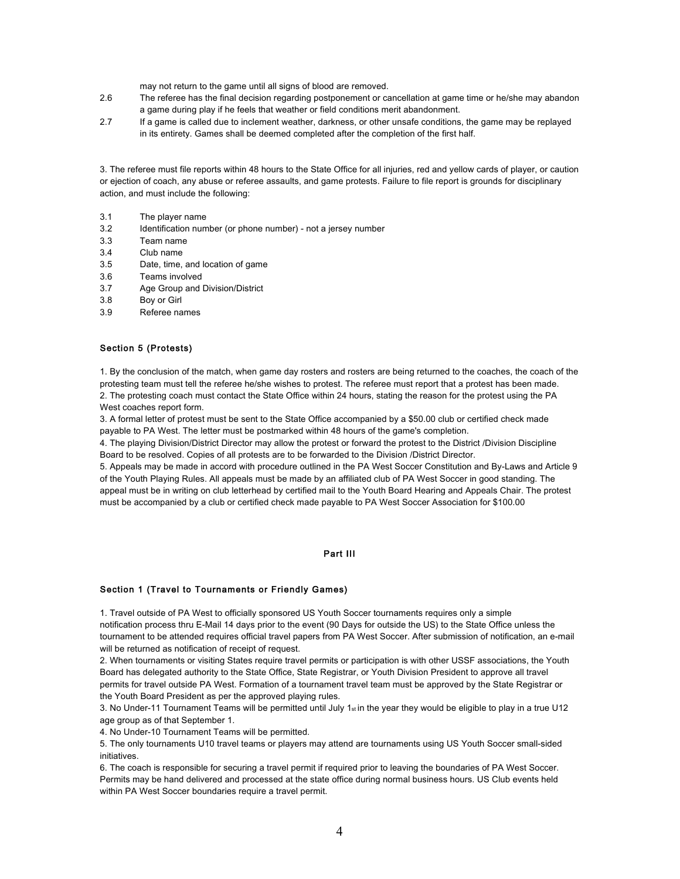may not return to the game until all signs of blood are removed.

2.6 The referee has the final decision regarding postponement or cancellation at game time or he/she may abandon a game during play if he feels that weather or field conditions merit abandonment.

2.7 If a game is called due to inclement weather, darkness, or other unsafe conditions, the game may be replayed in its entirety. Games shall be deemed completed after the completion of the first half.

3. The referee must file reports within 48 hours to the State Office for all injuries, red and yellow cards of player, or caution or ejection of coach, any abuse or referee assaults, and game protests. Failure to file report is grounds for disciplinary action, and must include the following:

3.1 The player name

3.2 Identification number (or phone number) - not a jersey number

3.3 Team name

3.4 Club name

3.5 Date, time, and location of game

3.6 Teams involved

3.7 Age Group and Division/District

3.8 Boy or Girl

3.9 Referee names

### Section 5 (Protests)

1. By the conclusion of the match, when game day rosters and rosters are being returned to the coaches, the coach of the protesting team must tell the referee he/she wishes to protest. The referee must report that a protest has been made.
2. The protesting coach must contact the State Office within 24 hours, stating the reason for the protest using the PA West coaches report form.
3. A formal letter of protest must be sent to the State Office accompanied by a $50.00 club or certified check made payable to PA West. The letter must be postmarked within 48 hours of the game's completion.
4. The playing Division/District Director may allow the protest or forward the protest to the District /Division Discipline Board to be resolved. Copies of all protests are to be forwarded to the Division /District Director.
5. Appeals may be made in accord with procedure outlined in the PA West Soccer Constitution and By-Laws and Article 9 of the Youth Playing Rules. All appeals must be made by an affiliated club of PA West Soccer in good standing. The appeal must be in writing on club letterhead by certified mail to the Youth Board Hearing and Appeals Chair. The protest must be accompanied by a club or certified check made payable to PA West Soccer Association for $100.00

## Part III

### Section 1 (Travel to Tournaments or Friendly Games)

1. Travel outside of PA West to officially sponsored US Youth Soccer tournaments requires only a simple notification process thru E-Mail 14 days prior to the event (90 Days for outside the US) to the State Office unless the tournament to be attended requires official travel papers from PA West Soccer. After submission of notification, an e-mail will be returned as notification of receipt of request.
2. When tournaments or visiting States require travel permits or participation is with other USSF associations, the Youth Board has delegated authority to the State Office, State Registrar, or Youth Division President to approve all travel permits for travel outside PA West. Formation of a tournament travel team must be approved by the State Registrar or the Youth Board President as per the approved playing rules.
3. No Under-11 Tournament Teams will be permitted until July 1st in the year they would be eligible to play in a true U12 age group as of that September 1.
4. No Under-10 Tournament Teams will be permitted.
5. The only tournaments U10 travel teams or players may attend are tournaments using US Youth Soccer small-sided initiatives.
6. The coach is responsible for securing a travel permit if required prior to leaving the boundaries of PA West Soccer. Permits may be hand delivered and processed at the state office during normal business hours. US Club events held within PA West Soccer boundaries require a travel permit.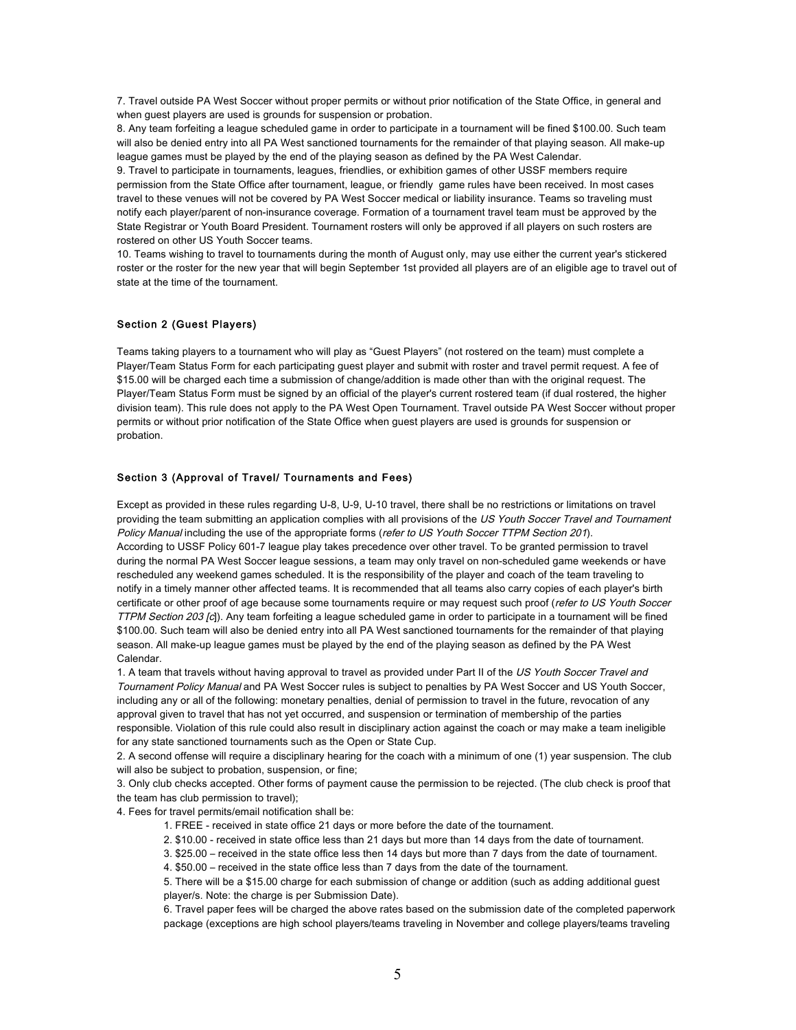7. Travel outside PA West Soccer without proper permits or without prior notification of the State Office, in general and when guest players are used is grounds for suspension or probation.

8. Any team forfeiting a league scheduled game in order to participate in a tournament will be fined $100.00. Such team will also be denied entry into all PA West sanctioned tournaments for the remainder of that playing season. All make-up league games must be played by the end of the playing season as defined by the PA West Calendar.

9. Travel to participate in tournaments, leagues, friendlies, or exhibition games of other USSF members require permission from the State Office after tournament, league, or friendly game rules have been received. In most cases travel to these venues will not be covered by PA West Soccer medical or liability insurance. Teams so traveling must notify each player/parent of non-insurance coverage. Formation of a tournament travel team must be approved by the State Registrar or Youth Board President. Tournament rosters will only be approved if all players on such rosters are rostered on other US Youth Soccer teams.

10. Teams wishing to travel to tournaments during the month of August only, may use either the current year's stickered roster or the roster for the new year that will begin September 1st provided all players are of an eligible age to travel out of state at the time of the tournament.

### Section 2 (Guest Players)

Teams taking players to a tournament who will play as "Guest Players" (not rostered on the team) must complete a Player/Team Status Form for each participating guest player and submit with roster and travel permit request. A fee of $15.00 will be charged each time a submission of change/addition is made other than with the original request. The Player/Team Status Form must be signed by an official of the player's current rostered team (if dual rostered, the higher division team). This rule does not apply to the PA West Open Tournament. Travel outside PA West Soccer without proper permits or without prior notification of the State Office when guest players are used is grounds for suspension or probation.

### Section 3 (Approval of Travel/ Tournaments and Fees)

Except as provided in these rules regarding U-8, U-9, U-10 travel, there shall be no restrictions or limitations on travel providing the team submitting an application complies with all provisions of the *US Youth Soccer Travel and Tournament Policy Manual* including the use of the appropriate forms (*refer to US Youth Soccer TTPM Section 201*).

According to USSF Policy 601-7 league play takes precedence over other travel. To be granted permission to travel during the normal PA West Soccer league sessions, a team may only travel on non-scheduled game weekends or have rescheduled any weekend games scheduled. It is the responsibility of the player and coach of the team traveling to notify in a timely manner other affected teams. It is recommended that all teams also carry copies of each player's birth certificate or other proof of age because some tournaments require or may request such proof (*refer to US Youth Soccer TTPM Section 203 [c]*). Any team forfeiting a league scheduled game in order to participate in a tournament will be fined $100.00. Such team will also be denied entry into all PA West sanctioned tournaments for the remainder of that playing season. All make-up league games must be played by the end of the playing season as defined by the PA West Calendar.

1. A team that travels without having approval to travel as provided under Part II of the *US Youth Soccer Travel and Tournament Policy Manual* and PA West Soccer rules is subject to penalties by PA West Soccer and US Youth Soccer, including any or all of the following: monetary penalties, denial of permission to travel in the future, revocation of any approval given to travel that has not yet occurred, and suspension or termination of membership of the parties responsible. Violation of this rule could also result in disciplinary action against the coach or may make a team ineligible for any state sanctioned tournaments such as the Open or State Cup.
2. A second offense will require a disciplinary hearing for the coach with a minimum of one (1) year suspension. The club will also be subject to probation, suspension, or fine;
3. Only club checks accepted. Other forms of payment cause the permission to be rejected. (The club check is proof that the team has club permission to travel);
4. Fees for travel permits/email notification shall be:
    1. FREE - received in state office 21 days or more before the date of the tournament.
    2. $10.00 - received in state office less than 21 days but more than 14 days from the date of tournament.
    3. $25.00 – received in the state office less then 14 days but more than 7 days from the date of tournament.
    4. $50.00 – received in the state office less than 7 days from the date of the tournament.
    5. There will be a $15.00 charge for each submission of change or addition (such as adding additional guest player/s. Note: the charge is per Submission Date).
    6. Travel paper fees will be charged the above rates based on the submission date of the completed paperwork package (exceptions are high school players/teams traveling in November and college players/teams traveling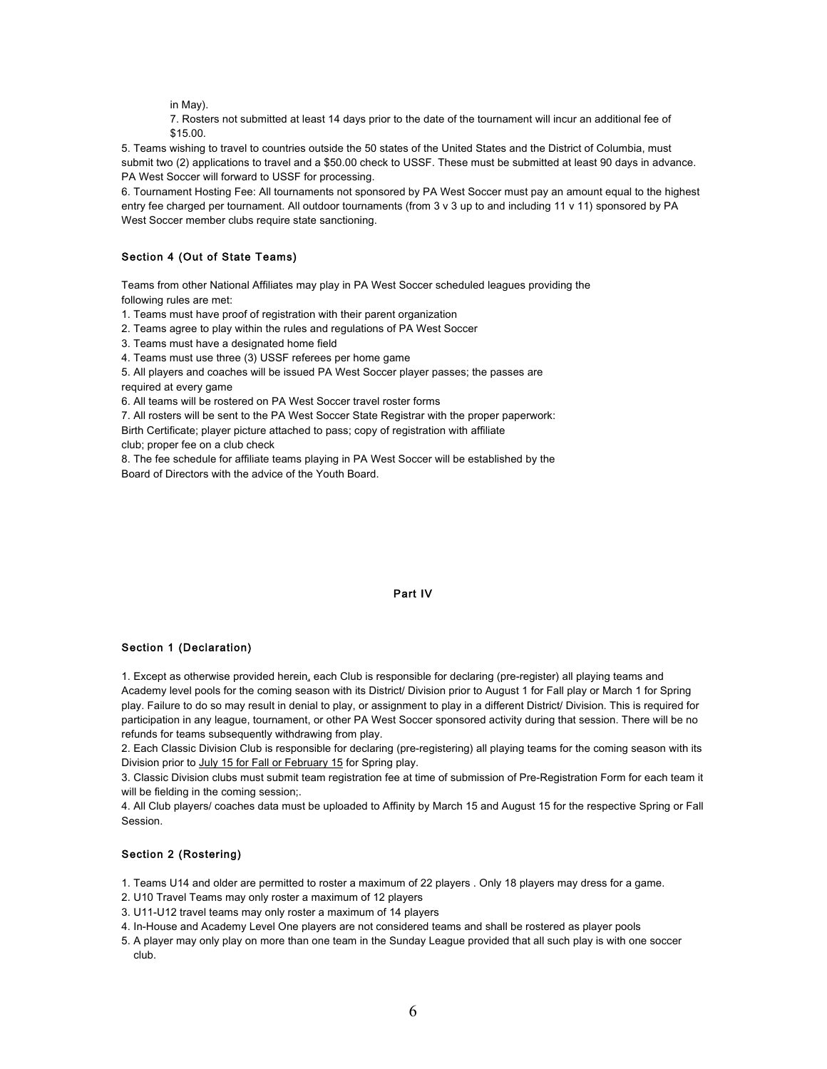in May).

7. Rosters not submitted at least 14 days prior to the date of the tournament will incur an additional fee of $15.00.

5. Teams wishing to travel to countries outside the 50 states of the United States and the District of Columbia, must submit two (2) applications to travel and a $50.00 check to USSF. These must be submitted at least 90 days in advance. PA West Soccer will forward to USSF for processing.

6. Tournament Hosting Fee: All tournaments not sponsored by PA West Soccer must pay an amount equal to the highest entry fee charged per tournament. All outdoor tournaments (from 3 v 3 up to and including 11 v 11) sponsored by PA West Soccer member clubs require state sanctioning.

### Section 4 (Out of State Teams)

Teams from other National Affiliates may play in PA West Soccer scheduled leagues providing the following rules are met:

1. Teams must have proof of registration with their parent organization
2. Teams agree to play within the rules and regulations of PA West Soccer
3. Teams must have a designated home field
4. Teams must use three (3) USSF referees per home game
5. All players and coaches will be issued PA West Soccer player passes; the passes are required at every game
6. All teams will be rostered on PA West Soccer travel roster forms
7. All rosters will be sent to the PA West Soccer State Registrar with the proper paperwork: Birth Certificate; player picture attached to pass; copy of registration with affiliate club; proper fee on a club check
8. The fee schedule for affiliate teams playing in PA West Soccer will be established by the Board of Directors with the advice of the Youth Board.

## Part IV

### Section 1 (Declaration)

1. Except as otherwise provided herein, each Club is responsible for declaring (pre-register) all playing teams and Academy level pools for the coming season with its District/ Division prior to August 1 for Fall play or March 1 for Spring play. Failure to do so may result in denial to play, or assignment to play in a different District/ Division. This is required for participation in any league, tournament, or other PA West Soccer sponsored activity during that session. There will be no refunds for teams subsequently withdrawing from play.
2. Each Classic Division Club is responsible for declaring (pre-registering) all playing teams for the coming season with its Division prior to <u>July 15 for Fall or February 15</u> for Spring play.
3. Classic Division clubs must submit team registration fee at time of submission of Pre-Registration Form for each team it will be fielding in the coming session;.
4. All Club players/ coaches data must be uploaded to Affinity by March 15 and August 15 for the respective Spring or Fall Session.

### Section 2 (Rostering)

1. Teams U14 and older are permitted to roster a maximum of 22 players . Only 18 players may dress for a game.
2. U10 Travel Teams may only roster a maximum of 12 players
3. U11-U12 travel teams may only roster a maximum of 14 players
4. In-House and Academy Level One players are not considered teams and shall be rostered as player pools
5. A player may only play on more than one team in the Sunday League provided that all such play is with one soccer club.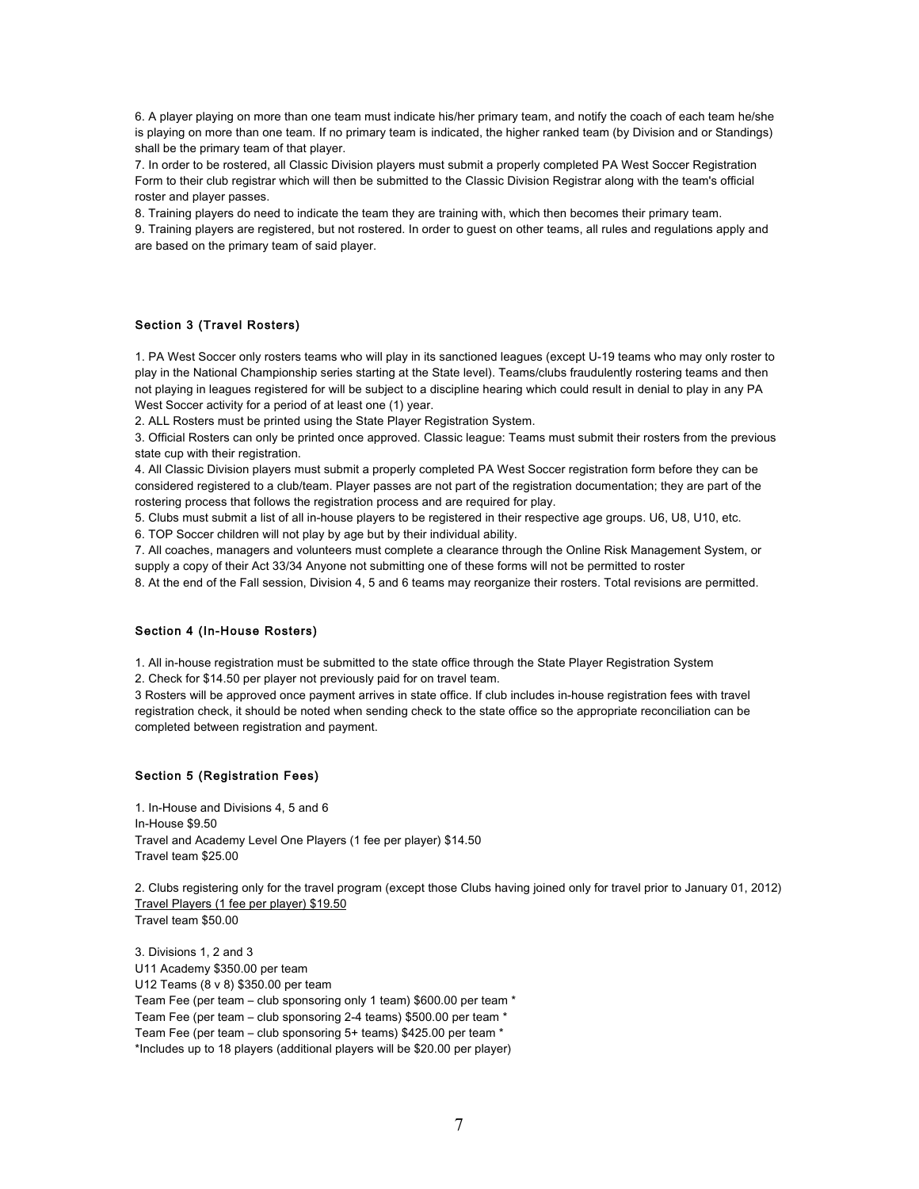6. A player playing on more than one team must indicate his/her primary team, and notify the coach of each team he/she is playing on more than one team. If no primary team is indicated, the higher ranked team (by Division and or Standings) shall be the primary team of that player.

7. In order to be rostered, all Classic Division players must submit a properly completed PA West Soccer Registration Form to their club registrar which will then be submitted to the Classic Division Registrar along with the team's official roster and player passes.

8. Training players do need to indicate the team they are training with, which then becomes their primary team.

9. Training players are registered, but not rostered. In order to guest on other teams, all rules and regulations apply and are based on the primary team of said player.

### Section 3 (Travel Rosters)

1. PA West Soccer only rosters teams who will play in its sanctioned leagues (except U-19 teams who may only roster to play in the National Championship series starting at the State level). Teams/clubs fraudulently rostering teams and then not playing in leagues registered for will be subject to a discipline hearing which could result in denial to play in any PA West Soccer activity for a period of at least one (1) year.

2. ALL Rosters must be printed using the State Player Registration System.

3. Official Rosters can only be printed once approved. Classic league: Teams must submit their rosters from the previous state cup with their registration.

4. All Classic Division players must submit a properly completed PA West Soccer registration form before they can be considered registered to a club/team. Player passes are not part of the registration documentation; they are part of the rostering process that follows the registration process and are required for play.

5. Clubs must submit a list of all in-house players to be registered in their respective age groups. U6, U8, U10, etc.

6. TOP Soccer children will not play by age but by their individual ability.

7. All coaches, managers and volunteers must complete a clearance through the Online Risk Management System, or supply a copy of their Act 33/34 Anyone not submitting one of these forms will not be permitted to roster

8. At the end of the Fall session, Division 4, 5 and 6 teams may reorganize their rosters. Total revisions are permitted.

### Section 4 (In-House Rosters)

1. All in-house registration must be submitted to the state office through the State Player Registration System

2. Check for $14.50 per player not previously paid for on travel team.

3 Rosters will be approved once payment arrives in state office. If club includes in-house registration fees with travel registration check, it should be noted when sending check to the state office so the appropriate reconciliation can be completed between registration and payment.

### Section 5 (Registration Fees)

1. In-House and Divisions 4, 5 and 6
In-House $9.50
Travel and Academy Level One Players (1 fee per player) $14.50
Travel team $25.00

2. Clubs registering only for the travel program (except those Clubs having joined only for travel prior to January 01, 2012)
<u>Travel Players (1 fee per player) $19.50</u>
Travel team $50.00

3. Divisions 1, 2 and 3
U11 Academy $350.00 per team
U12 Teams (8 v 8) $350.00 per team
Team Fee (per team – club sponsoring only 1 team) $600.00 per team *
Team Fee (per team – club sponsoring 2-4 teams) $500.00 per team *
Team Fee (per team – club sponsoring 5+ teams) $425.00 per team *
*Includes up to 18 players (additional players will be $20.00 per player)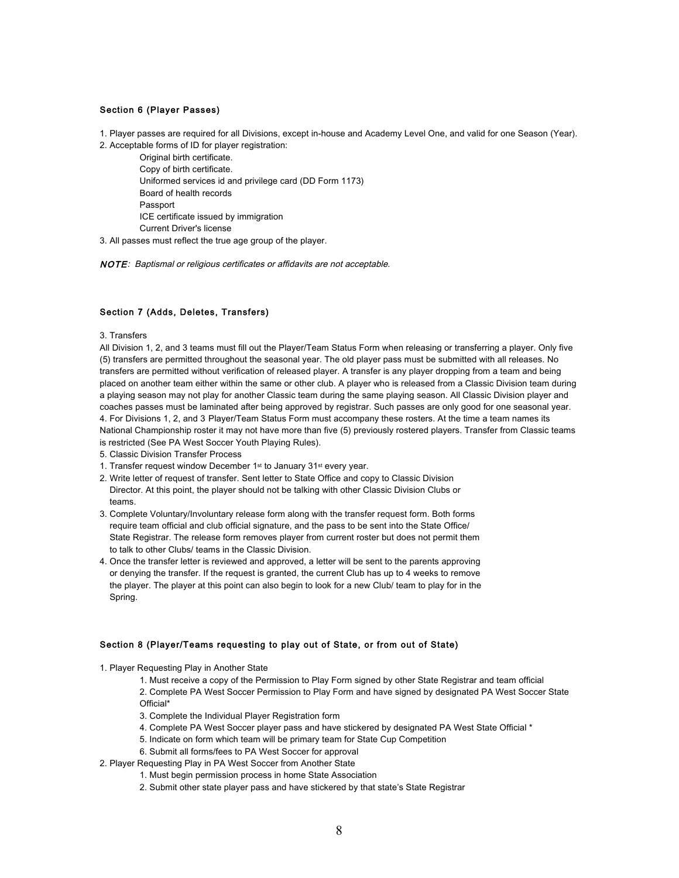### Section 6 (Player Passes)

1. Player passes are required for all Divisions, except in-house and Academy Level One, and valid for one Season (Year).
2. Acceptable forms of ID for player registration:
   - Original birth certificate.
   - Copy of birth certificate.
   - Uniformed services id and privilege card (DD Form 1173)
   - Board of health records
   - Passport
   - ICE certificate issued by immigration
   - Current Driver's license
3. All passes must reflect the true age group of the player.

***NOTE**: Baptismal or religious certificates or affidavits are not acceptable.*

### Section 7 (Adds, Deletes, Transfers)

3. Transfers

All Division 1, 2, and 3 teams must fill out the Player/Team Status Form when releasing or transferring a player. Only five (5) transfers are permitted throughout the seasonal year. The old player pass must be submitted with all releases. No transfers are permitted without verification of released player. A transfer is any player dropping from a team and being placed on another team either within the same or other club. A player who is released from a Classic Division team during a playing season may not play for another Classic team during the same playing season. All Classic Division player and coaches passes must be laminated after being approved by registrar. Such passes are only good for one seasonal year.

4. For Divisions 1, 2, and 3 Player/Team Status Form must accompany these rosters. At the time a team names its National Championship roster it may not have more than five (5) previously rostered players. Transfer from Classic teams is restricted (See PA West Soccer Youth Playing Rules).

5. Classic Division Transfer Process

1. Transfer request window December 1st to January 31st every year.
2. Write letter of request of transfer. Sent letter to State Office and copy to Classic Division Director. At this point, the player should not be talking with other Classic Division Clubs or teams.
3. Complete Voluntary/Involuntary release form along with the transfer request form. Both forms require team official and club official signature, and the pass to be sent into the State Office/ State Registrar. The release form removes player from current roster but does not permit them to talk to other Clubs/ teams in the Classic Division.
4. Once the transfer letter is reviewed and approved, a letter will be sent to the parents approving or denying the transfer. If the request is granted, the current Club has up to 4 weeks to remove the player. The player at this point can also begin to look for a new Club/ team to play for in the Spring.

### Section 8 (Player/Teams requesting to play out of State, or from out of State)

1. Player Requesting Play in Another State
   1. Must receive a copy of the Permission to Play Form signed by other State Registrar and team official
   2. Complete PA West Soccer Permission to Play Form and have signed by designated PA West Soccer State Official*
   3. Complete the Individual Player Registration form
   4. Complete PA West Soccer player pass and have stickered by designated PA West State Official *
   5. Indicate on form which team will be primary team for State Cup Competition
   6. Submit all forms/fees to PA West Soccer for approval
2. Player Requesting Play in PA West Soccer from Another State
   1. Must begin permission process in home State Association
   2. Submit other state player pass and have stickered by that state's State Registrar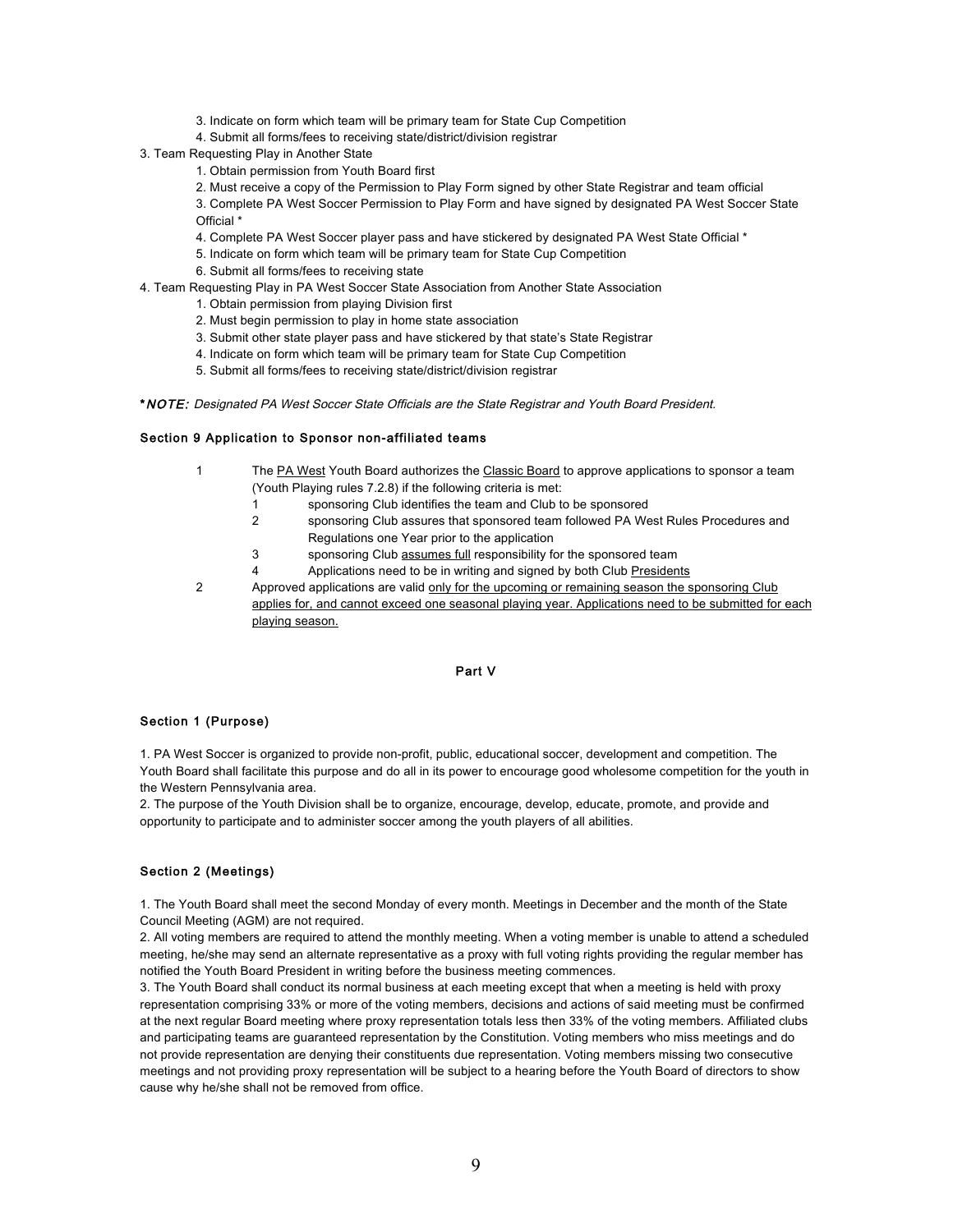3. Indicate on form which team will be primary team for State Cup Competition
   4. Submit all forms/fees to receiving state/district/division registrar

3. Team Requesting Play in Another State
   1. Obtain permission from Youth Board first
   2. Must receive a copy of the Permission to Play Form signed by other State Registrar and team official
   3. Complete PA West Soccer Permission to Play Form and have signed by designated PA West Soccer State Official *
   4. Complete PA West Soccer player pass and have stickered by designated PA West State Official *
   5. Indicate on form which team will be primary team for State Cup Competition
   6. Submit all forms/fees to receiving state

4. Team Requesting Play in PA West Soccer State Association from Another State Association
   1. Obtain permission from playing Division first
   2. Must begin permission to play in home state association
   3. Submit other state player pass and have stickered by that state's State Registrar
   4. Indicate on form which team will be primary team for State Cup Competition
   5. Submit all forms/fees to receiving state/district/division registrar

***NOTE:*** *Designated PA West Soccer State Officials are the State Registrar and Youth Board President.*

#### Section 9 Application to Sponsor non-affiliated teams

1. The <u>PA West</u> Youth Board authorizes the <u>Classic Board</u> to approve applications to sponsor a team (Youth Playing rules 7.2.8) if the following criteria is met:
   1. sponsoring Club identifies the team and Club to be sponsored
   2. sponsoring Club assures that sponsored team followed PA West Rules Procedures and Regulations one Year prior to the application
   3. sponsoring Club <u>assumes full</u> responsibility for the sponsored team
   4. Applications need to be in writing and signed by both Club <u>Presidents</u>
2. Approved applications are valid <u>only for the upcoming or remaining season the sponsoring Club applies for, and cannot exceed one seasonal playing year. Applications need to be submitted for each playing season.</u>

## Part V

#### Section 1 (Purpose)

1. PA West Soccer is organized to provide non-profit, public, educational soccer, development and competition. The Youth Board shall facilitate this purpose and do all in its power to encourage good wholesome competition for the youth in the Western Pennsylvania area.
2. The purpose of the Youth Division shall be to organize, encourage, develop, educate, promote, and provide and opportunity to participate and to administer soccer among the youth players of all abilities.

#### Section 2 (Meetings)

1. The Youth Board shall meet the second Monday of every month. Meetings in December and the month of the State Council Meeting (AGM) are not required.
2. All voting members are required to attend the monthly meeting. When a voting member is unable to attend a scheduled meeting, he/she may send an alternate representative as a proxy with full voting rights providing the regular member has notified the Youth Board President in writing before the business meeting commences.
3. The Youth Board shall conduct its normal business at each meeting except that when a meeting is held with proxy representation comprising 33% or more of the voting members, decisions and actions of said meeting must be confirmed at the next regular Board meeting where proxy representation totals less then 33% of the voting members. Affiliated clubs and participating teams are guaranteed representation by the Constitution. Voting members who miss meetings and do not provide representation are denying their constituents due representation. Voting members missing two consecutive meetings and not providing proxy representation will be subject to a hearing before the Youth Board of directors to show cause why he/she shall not be removed from office.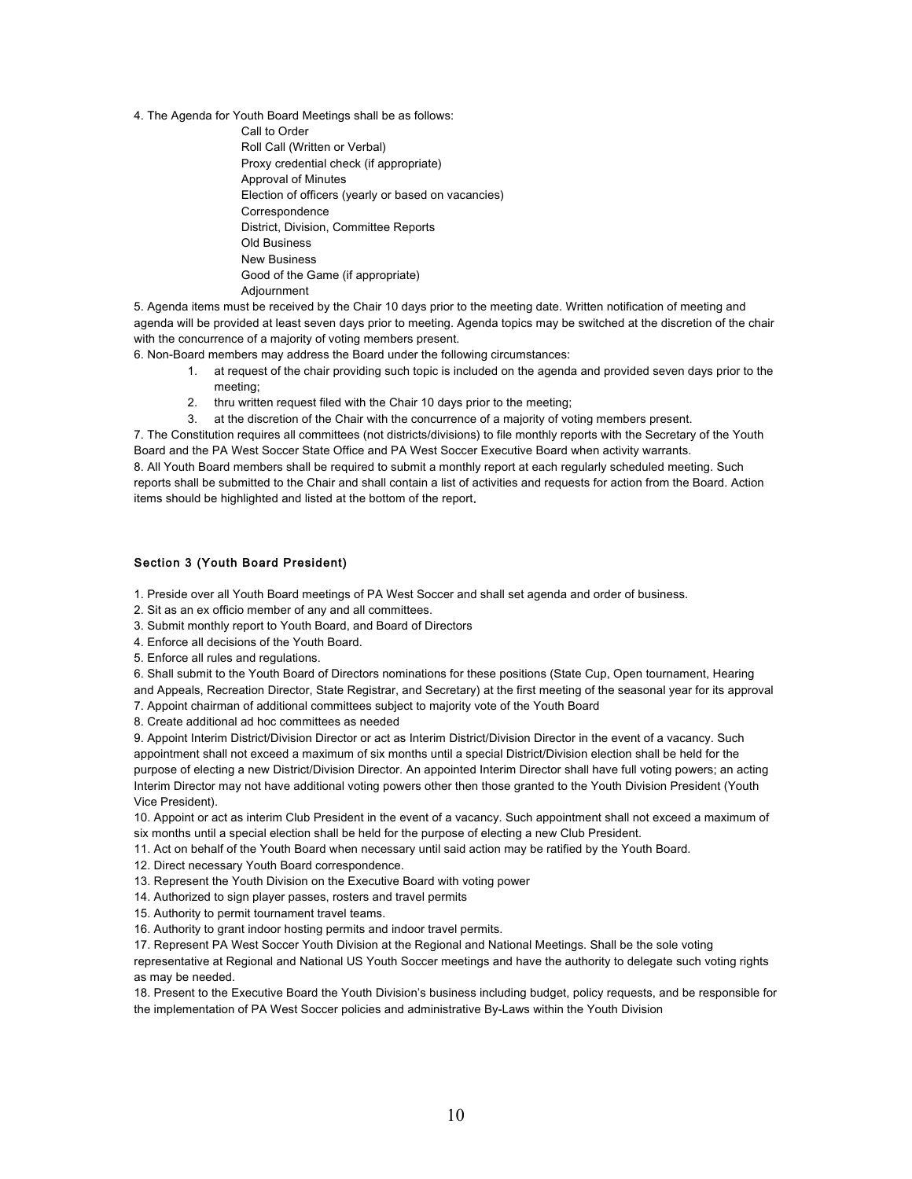4. The Agenda for Youth Board Meetings shall be as follows:

- Call to Order
- Roll Call (Written or Verbal)
- Proxy credential check (if appropriate)
- Approval of Minutes
- Election of officers (yearly or based on vacancies)
- Correspondence
- District, Division, Committee Reports
- Old Business
- New Business
- Good of the Game (if appropriate)
- Adjournment

5. Agenda items must be received by the Chair 10 days prior to the meeting date. Written notification of meeting and agenda will be provided at least seven days prior to meeting. Agenda topics may be switched at the discretion of the chair with the concurrence of a majority of voting members present.

6. Non-Board members may address the Board under the following circumstances:

   1. at request of the chair providing such topic is included on the agenda and provided seven days prior to the meeting;
   2. thru written request filed with the Chair 10 days prior to the meeting;
   3. at the discretion of the Chair with the concurrence of a majority of voting members present.

7. The Constitution requires all committees (not districts/divisions) to file monthly reports with the Secretary of the Youth Board and the PA West Soccer State Office and PA West Soccer Executive Board when activity warrants.

8. All Youth Board members shall be required to submit a monthly report at each regularly scheduled meeting. Such reports shall be submitted to the Chair and shall contain a list of activities and requests for action from the Board. Action items should be highlighted and listed at the bottom of the report.

#### Section 3 (Youth Board President)

1. Preside over all Youth Board meetings of PA West Soccer and shall set agenda and order of business.
2. Sit as an ex officio member of any and all committees.
3. Submit monthly report to Youth Board, and Board of Directors
4. Enforce all decisions of the Youth Board.
5. Enforce all rules and regulations.
6. Shall submit to the Youth Board of Directors nominations for these positions (State Cup, Open tournament, Hearing and Appeals, Recreation Director, State Registrar, and Secretary) at the first meeting of the seasonal year for its approval
7. Appoint chairman of additional committees subject to majority vote of the Youth Board
8. Create additional ad hoc committees as needed
9. Appoint Interim District/Division Director or act as Interim District/Division Director in the event of a vacancy. Such appointment shall not exceed a maximum of six months until a special District/Division election shall be held for the purpose of electing a new District/Division Director. An appointed Interim Director shall have full voting powers; an acting Interim Director may not have additional voting powers other then those granted to the Youth Division President (Youth Vice President).
10. Appoint or act as interim Club President in the event of a vacancy. Such appointment shall not exceed a maximum of six months until a special election shall be held for the purpose of electing a new Club President.
11. Act on behalf of the Youth Board when necessary until said action may be ratified by the Youth Board.
12. Direct necessary Youth Board correspondence.
13. Represent the Youth Division on the Executive Board with voting power
14. Authorized to sign player passes, rosters and travel permits
15. Authority to permit tournament travel teams.
16. Authority to grant indoor hosting permits and indoor travel permits.
17. Represent PA West Soccer Youth Division at the Regional and National Meetings. Shall be the sole voting representative at Regional and National US Youth Soccer meetings and have the authority to delegate such voting rights as may be needed.
18. Present to the Executive Board the Youth Division's business including budget, policy requests, and be responsible for the implementation of PA West Soccer policies and administrative By-Laws within the Youth Division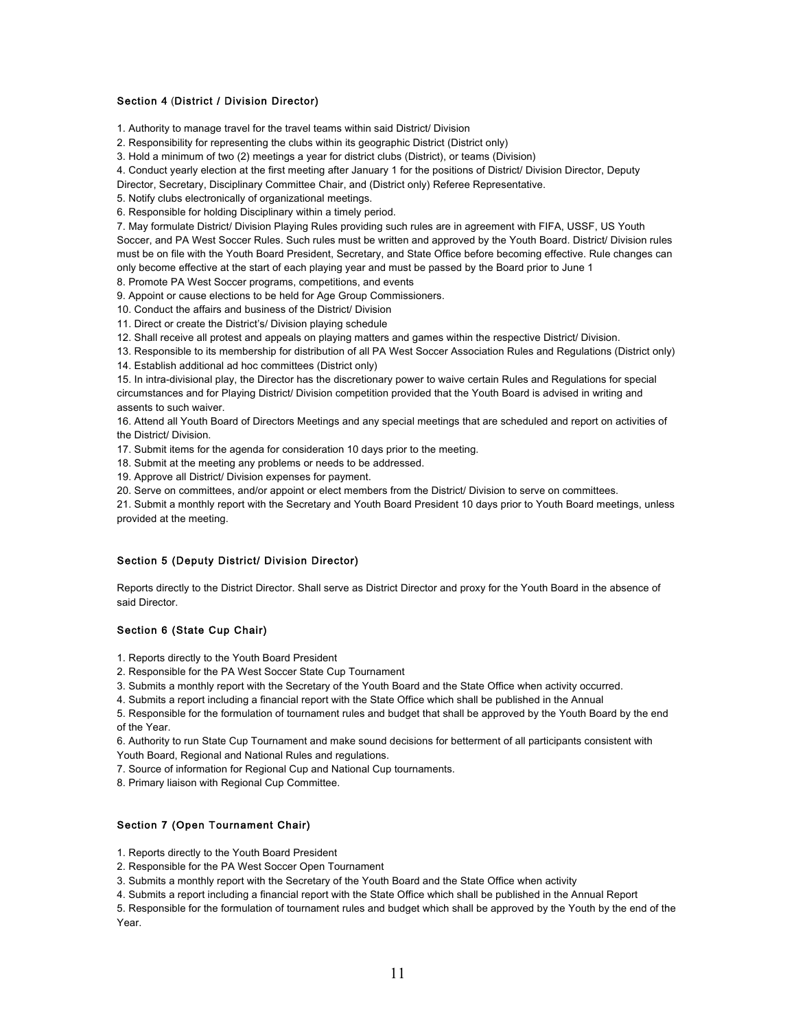### Section 4 (District / Division Director)

1. Authority to manage travel for the travel teams within said District/ Division
2. Responsibility for representing the clubs within its geographic District (District only)
3. Hold a minimum of two (2) meetings a year for district clubs (District), or teams (Division)
4. Conduct yearly election at the first meeting after January 1 for the positions of District/ Division Director, Deputy Director, Secretary, Disciplinary Committee Chair, and (District only) Referee Representative.
5. Notify clubs electronically of organizational meetings.
6. Responsible for holding Disciplinary within a timely period.
7. May formulate District/ Division Playing Rules providing such rules are in agreement with FIFA, USSF, US Youth Soccer, and PA West Soccer Rules. Such rules must be written and approved by the Youth Board. District/ Division rules must be on file with the Youth Board President, Secretary, and State Office before becoming effective. Rule changes can only become effective at the start of each playing year and must be passed by the Board prior to June 1
8. Promote PA West Soccer programs, competitions, and events
9. Appoint or cause elections to be held for Age Group Commissioners.
10. Conduct the affairs and business of the District/ Division
11. Direct or create the District's/ Division playing schedule
12. Shall receive all protest and appeals on playing matters and games within the respective District/ Division.
13. Responsible to its membership for distribution of all PA West Soccer Association Rules and Regulations (District only)
14. Establish additional ad hoc committees (District only)
15. In intra-divisional play, the Director has the discretionary power to waive certain Rules and Regulations for special circumstances and for Playing District/ Division competition provided that the Youth Board is advised in writing and assents to such waiver.
16. Attend all Youth Board of Directors Meetings and any special meetings that are scheduled and report on activities of the District/ Division.
17. Submit items for the agenda for consideration 10 days prior to the meeting.
18. Submit at the meeting any problems or needs to be addressed.
19. Approve all District/ Division expenses for payment.
20. Serve on committees, and/or appoint or elect members from the District/ Division to serve on committees.
21. Submit a monthly report with the Secretary and Youth Board President 10 days prior to Youth Board meetings, unless provided at the meeting.

### Section 5 (Deputy District/ Division Director)

Reports directly to the District Director. Shall serve as District Director and proxy for the Youth Board in the absence of said Director.

### Section 6 (State Cup Chair)

1. Reports directly to the Youth Board President
2. Responsible for the PA West Soccer State Cup Tournament
3. Submits a monthly report with the Secretary of the Youth Board and the State Office when activity occurred.
4. Submits a report including a financial report with the State Office which shall be published in the Annual
5. Responsible for the formulation of tournament rules and budget that shall be approved by the Youth Board by the end of the Year.
6. Authority to run State Cup Tournament and make sound decisions for betterment of all participants consistent with Youth Board, Regional and National Rules and regulations.
7. Source of information for Regional Cup and National Cup tournaments.
8. Primary liaison with Regional Cup Committee.

### Section 7 (Open Tournament Chair)

1. Reports directly to the Youth Board President
2. Responsible for the PA West Soccer Open Tournament
3. Submits a monthly report with the Secretary of the Youth Board and the State Office when activity
4. Submits a report including a financial report with the State Office which shall be published in the Annual Report
5. Responsible for the formulation of tournament rules and budget which shall be approved by the Youth by the end of the Year.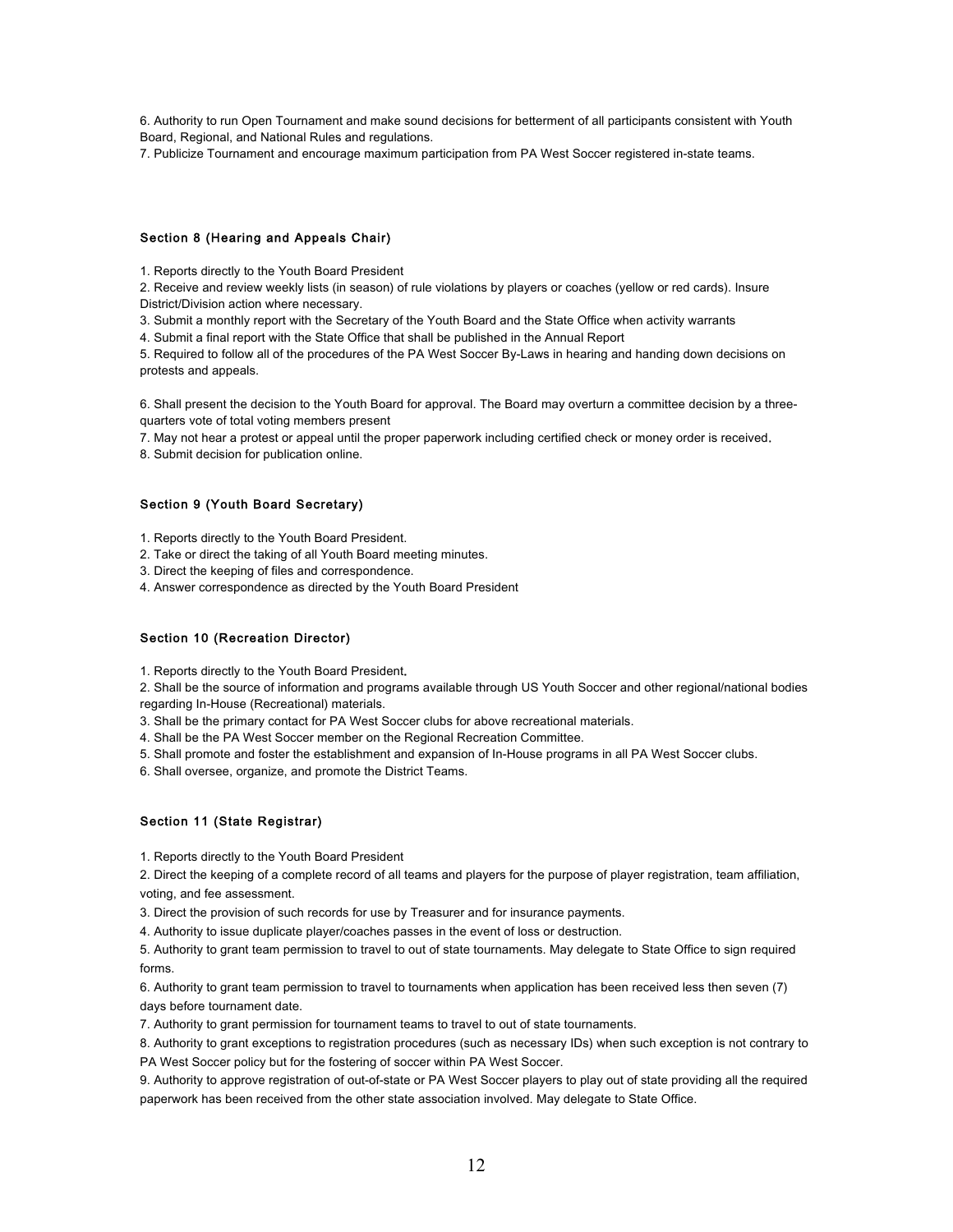6. Authority to run Open Tournament and make sound decisions for betterment of all participants consistent with Youth Board, Regional, and National Rules and regulations.
7. Publicize Tournament and encourage maximum participation from PA West Soccer registered in-state teams.

#### Section 8 (Hearing and Appeals Chair)

1. Reports directly to the Youth Board President
2. Receive and review weekly lists (in season) of rule violations by players or coaches (yellow or red cards). Insure District/Division action where necessary.
3. Submit a monthly report with the Secretary of the Youth Board and the State Office when activity warrants
4. Submit a final report with the State Office that shall be published in the Annual Report
5. Required to follow all of the procedures of the PA West Soccer By-Laws in hearing and handing down decisions on protests and appeals.

6. Shall present the decision to the Youth Board for approval. The Board may overturn a committee decision by a three-quarters vote of total voting members present
7. May not hear a protest or appeal until the proper paperwork including certified check or money order is received.
8. Submit decision for publication online.

#### Section 9 (Youth Board Secretary)

1. Reports directly to the Youth Board President.
2. Take or direct the taking of all Youth Board meeting minutes.
3. Direct the keeping of files and correspondence.
4. Answer correspondence as directed by the Youth Board President

#### Section 10 (Recreation Director)

1. Reports directly to the Youth Board President.
2. Shall be the source of information and programs available through US Youth Soccer and other regional/national bodies regarding In-House (Recreational) materials.
3. Shall be the primary contact for PA West Soccer clubs for above recreational materials.
4. Shall be the PA West Soccer member on the Regional Recreation Committee.
5. Shall promote and foster the establishment and expansion of In-House programs in all PA West Soccer clubs.
6. Shall oversee, organize, and promote the District Teams.

#### Section 11 (State Registrar)

1. Reports directly to the Youth Board President
2. Direct the keeping of a complete record of all teams and players for the purpose of player registration, team affiliation, voting, and fee assessment.
3. Direct the provision of such records for use by Treasurer and for insurance payments.
4. Authority to issue duplicate player/coaches passes in the event of loss or destruction.
5. Authority to grant team permission to travel to out of state tournaments. May delegate to State Office to sign required forms.
6. Authority to grant team permission to travel to tournaments when application has been received less then seven (7) days before tournament date.
7. Authority to grant permission for tournament teams to travel to out of state tournaments.
8. Authority to grant exceptions to registration procedures (such as necessary IDs) when such exception is not contrary to PA West Soccer policy but for the fostering of soccer within PA West Soccer.
9. Authority to approve registration of out-of-state or PA West Soccer players to play out of state providing all the required paperwork has been received from the other state association involved. May delegate to State Office.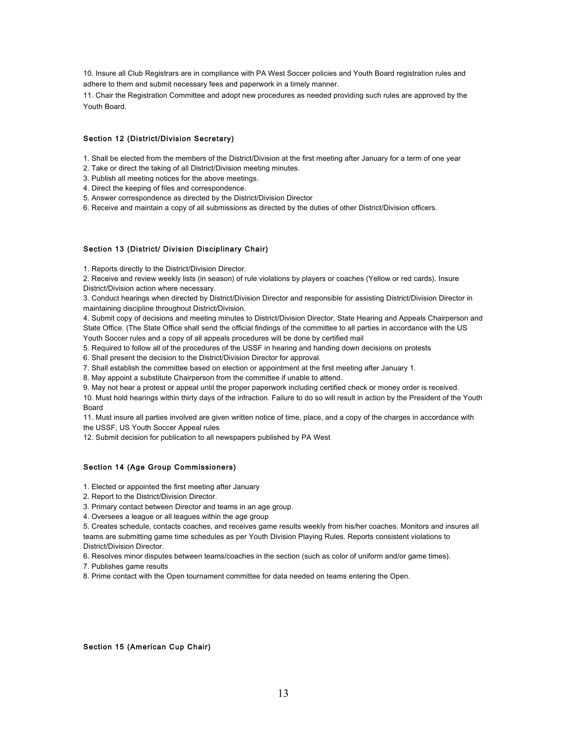10. Insure all Club Registrars are in compliance with PA West Soccer policies and Youth Board registration rules and adhere to them and submit necessary fees and paperwork in a timely manner.
11. Chair the Registration Committee and adopt new procedures as needed providing such rules are approved by the Youth Board.

### Section 12 (District/Division Secretary)

1. Shall be elected from the members of the District/Division at the first meeting after January for a term of one year
2. Take or direct the taking of all District/Division meeting minutes.
3. Publish all meeting notices for the above meetings.
4. Direct the keeping of files and correspondence.
5. Answer correspondence as directed by the District/Division Director
6. Receive and maintain a copy of all submissions as directed by the duties of other District/Division officers.

### Section 13 (District/ Division Disciplinary Chair)

1. Reports directly to the District/Division Director.
2. Receive and review weekly lists (in season) of rule violations by players or coaches (Yellow or red cards). Insure District/Division action where necessary.
3. Conduct hearings when directed by District/Division Director and responsible for assisting District/Division Director in maintaining discipline throughout District/Division.
4. Submit copy of decisions and meeting minutes to District/Division Director, State Hearing and Appeals Chairperson and State Office. (The State Office shall send the official findings of the committee to all parties in accordance with the US Youth Soccer rules and a copy of all appeals procedures will be done by certified mail
5. Required to follow all of the procedures of the USSF in hearing and handing down decisions on protests
6. Shall present the decision to the District/Division Director for approval.
7. Shall establish the committee based on election or appointment at the first meeting after January 1.
8. May appoint a substitute Chairperson from the committee if unable to attend.
9. May not hear a protest or appeal until the proper paperwork including certified check or money order is received.
10. Must hold hearings within thirty days of the infraction. Failure to do so will result in action by the President of the Youth Board
11. Must insure all parties involved are given written notice of time, place, and a copy of the charges in accordance with the USSF, US Youth Soccer Appeal rules
12. Submit decision for publication to all newspapers published by PA West

### Section 14 (Age Group Commissioners)

1. Elected or appointed the first meeting after January
2. Report to the District/Division Director.
3. Primary contact between Director and teams in an age group.
4. Oversees a league or all leagues within the age group
5. Creates schedule, contacts coaches, and receives game results weekly from his/her coaches. Monitors and insures all teams are submitting game time schedules as per Youth Division Playing Rules. Reports consistent violations to District/Division Director.
6. Resolves minor disputes between teams/coaches in the section (such as color of uniform and/or game times).
7. Publishes game results
8. Prime contact with the Open tournament committee for data needed on teams entering the Open.

### Section 15 (American Cup Chair)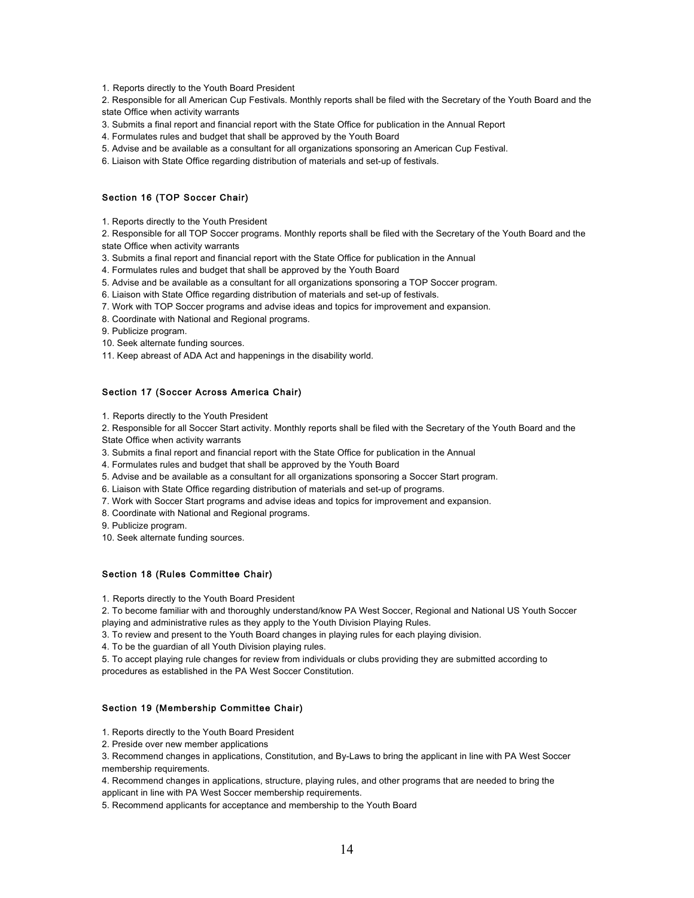1. Reports directly to the Youth Board President
2. Responsible for all American Cup Festivals. Monthly reports shall be filed with the Secretary of the Youth Board and the state Office when activity warrants
3. Submits a final report and financial report with the State Office for publication in the Annual Report
4. Formulates rules and budget that shall be approved by the Youth Board
5. Advise and be available as a consultant for all organizations sponsoring an American Cup Festival.
6. Liaison with State Office regarding distribution of materials and set-up of festivals.

### Section 16 (TOP Soccer Chair)

1. Reports directly to the Youth President
2. Responsible for all TOP Soccer programs. Monthly reports shall be filed with the Secretary of the Youth Board and the state Office when activity warrants
3. Submits a final report and financial report with the State Office for publication in the Annual
4. Formulates rules and budget that shall be approved by the Youth Board
5. Advise and be available as a consultant for all organizations sponsoring a TOP Soccer program.
6. Liaison with State Office regarding distribution of materials and set-up of festivals.
7. Work with TOP Soccer programs and advise ideas and topics for improvement and expansion.
8. Coordinate with National and Regional programs.
9. Publicize program.
10. Seek alternate funding sources.
11. Keep abreast of ADA Act and happenings in the disability world.

### Section 17 (Soccer Across America Chair)

1. Reports directly to the Youth President
2. Responsible for all Soccer Start activity. Monthly reports shall be filed with the Secretary of the Youth Board and the State Office when activity warrants
3. Submits a final report and financial report with the State Office for publication in the Annual
4. Formulates rules and budget that shall be approved by the Youth Board
5. Advise and be available as a consultant for all organizations sponsoring a Soccer Start program.
6. Liaison with State Office regarding distribution of materials and set-up of programs.
7. Work with Soccer Start programs and advise ideas and topics for improvement and expansion.
8. Coordinate with National and Regional programs.
9. Publicize program.
10. Seek alternate funding sources.

### Section 18 (Rules Committee Chair)

1. Reports directly to the Youth Board President
2. To become familiar with and thoroughly understand/know PA West Soccer, Regional and National US Youth Soccer playing and administrative rules as they apply to the Youth Division Playing Rules.
3. To review and present to the Youth Board changes in playing rules for each playing division.
4. To be the guardian of all Youth Division playing rules.
5. To accept playing rule changes for review from individuals or clubs providing they are submitted according to procedures as established in the PA West Soccer Constitution.

### Section 19 (Membership Committee Chair)

1. Reports directly to the Youth Board President
2. Preside over new member applications
3. Recommend changes in applications, Constitution, and By-Laws to bring the applicant in line with PA West Soccer membership requirements.
4. Recommend changes in applications, structure, playing rules, and other programs that are needed to bring the applicant in line with PA West Soccer membership requirements.
5. Recommend applicants for acceptance and membership to the Youth Board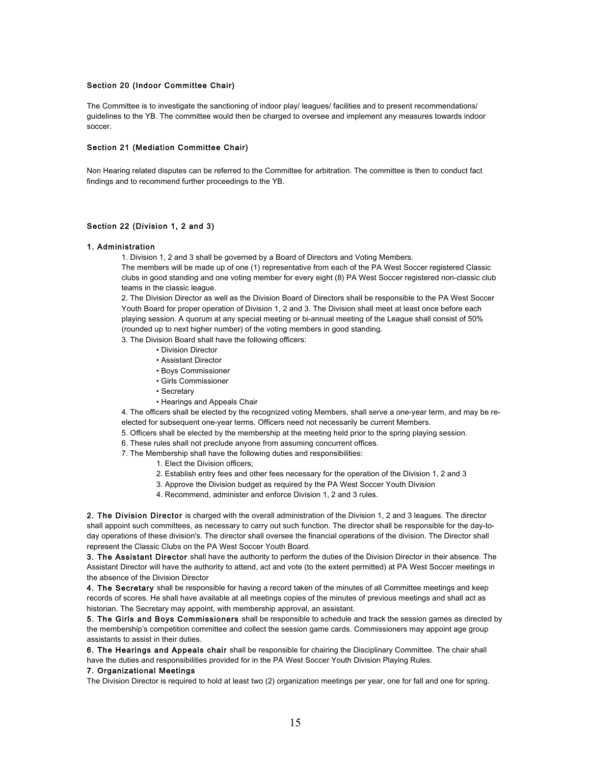#### Section 20 (Indoor Committee Chair)

The Committee is to investigate the sanctioning of indoor play/ leagues/ facilities and to present recommendations/ guidelines to the YB. The committee would then be charged to oversee and implement any measures towards indoor soccer.

#### Section 21 (Mediation Committee Chair)

Non Hearing related disputes can be referred to the Committee for arbitration. The committee is then to conduct fact findings and to recommend further proceedings to the YB.

#### Section 22 (Division 1, 2 and 3)

**1. Administration**

1. Division 1, 2 and 3 shall be governed by a Board of Directors and Voting Members.
   The members will be made up of one (1) representative from each of the PA West Soccer registered Classic clubs in good standing and one voting member for every eight (8) PA West Soccer registered non-classic club teams in the classic league.
2. The Division Director as well as the Division Board of Directors shall be responsible to the PA West Soccer Youth Board for proper operation of Division 1, 2 and 3. The Division shall meet at least once before each playing session. A quorum at any special meeting or bi-annual meeting of the League shall consist of 50% (rounded up to next higher number) of the voting members in good standing.
3. The Division Board shall have the following officers:
   - Division Director
   - Assistant Director
   - Boys Commissioner
   - Girls Commissioner
   - Secretary
   - Hearings and Appeals Chair
4. The officers shall be elected by the recognized voting Members, shall serve a one-year term, and may be re-elected for subsequent one-year terms. Officers need not necessarily be current Members.
5. Officers shall be elected by the membership at the meeting held prior to the spring playing session.
6. These rules shall not preclude anyone from assuming concurrent offices.
7. The Membership shall have the following duties and responsibilities:
   1. Elect the Division officers;
   2. Establish entry fees and other fees necessary for the operation of the Division 1, 2 and 3
   3. Approve the Division budget as required by the PA West Soccer Youth Division
   4. Recommend, administer and enforce Division 1, 2 and 3 rules.

**2. The Division Director** is charged with the overall administration of the Division 1, 2 and 3 leagues. The director shall appoint such committees, as necessary to carry out such function. The director shall be responsible for the day-to-day operations of these division's. The director shall oversee the financial operations of the division. The Director shall represent the Classic Clubs on the PA West Soccer Youth Board.

**3. The Assistant Director** shall have the authority to perform the duties of the Division Director in their absence. The Assistant Director will have the authority to attend, act and vote (to the extent permitted) at PA West Soccer meetings in the absence of the Division Director

**4. The Secretary** shall be responsible for having a record taken of the minutes of all Committee meetings and keep records of scores. He shall have available at all meetings copies of the minutes of previous meetings and shall act as historian. The Secretary may appoint, with membership approval, an assistant.

**5. The Girls and Boys Commissioners** shall be responsible to schedule and track the session games as directed by the membership's competition committee and collect the session game cards. Commissioners may appoint age group assistants to assist in their duties.

**6. The Hearings and Appeals chair** shall be responsible for chairing the Disciplinary Committee. The chair shall have the duties and responsibilities provided for in the PA West Soccer Youth Division Playing Rules.

**7. Organizational Meetings**

The Division Director is required to hold at least two (2) organization meetings per year, one for fall and one for spring.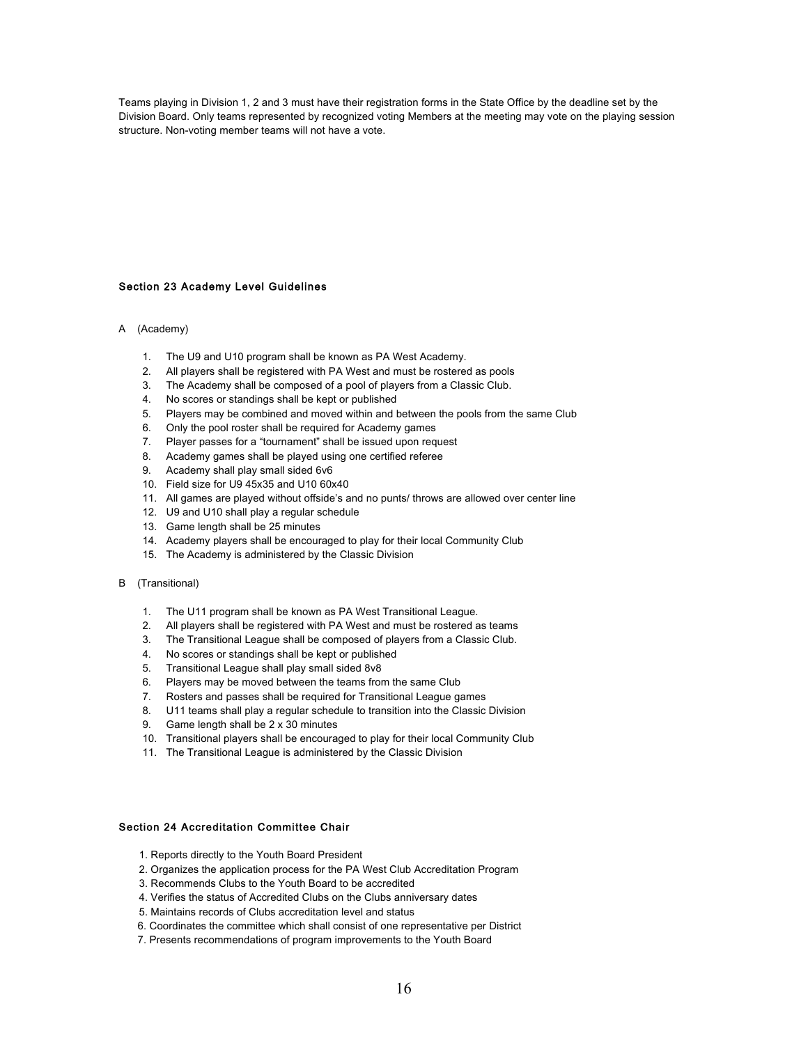Teams playing in Division 1, 2 and 3 must have their registration forms in the State Office by the deadline set by the Division Board. Only teams represented by recognized voting Members at the meeting may vote on the playing session structure. Non-voting member teams will not have a vote.

### Section 23 Academy Level Guidelines

A (Academy)

1. The U9 and U10 program shall be known as PA West Academy.
2. All players shall be registered with PA West and must be rostered as pools
3. The Academy shall be composed of a pool of players from a Classic Club.
4. No scores or standings shall be kept or published
5. Players may be combined and moved within and between the pools from the same Club
6. Only the pool roster shall be required for Academy games
7. Player passes for a "tournament" shall be issued upon request
8. Academy games shall be played using one certified referee
9. Academy shall play small sided 6v6
10. Field size for U9 45x35 and U10 60x40
11. All games are played without offside's and no punts/ throws are allowed over center line
12. U9 and U10 shall play a regular schedule
13. Game length shall be 25 minutes
14. Academy players shall be encouraged to play for their local Community Club
15. The Academy is administered by the Classic Division

B (Transitional)

1. The U11 program shall be known as PA West Transitional League.
2. All players shall be registered with PA West and must be rostered as teams
3. The Transitional League shall be composed of players from a Classic Club.
4. No scores or standings shall be kept or published
5. Transitional League shall play small sided 8v8
6. Players may be moved between the teams from the same Club
7. Rosters and passes shall be required for Transitional League games
8. U11 teams shall play a regular schedule to transition into the Classic Division
9. Game length shall be 2 x 30 minutes
10. Transitional players shall be encouraged to play for their local Community Club
11. The Transitional League is administered by the Classic Division

### Section 24 Accreditation Committee Chair

1. Reports directly to the Youth Board President
2. Organizes the application process for the PA West Club Accreditation Program
3. Recommends Clubs to the Youth Board to be accredited
4. Verifies the status of Accredited Clubs on the Clubs anniversary dates
5. Maintains records of Clubs accreditation level and status
6. Coordinates the committee which shall consist of one representative per District
7. Presents recommendations of program improvements to the Youth Board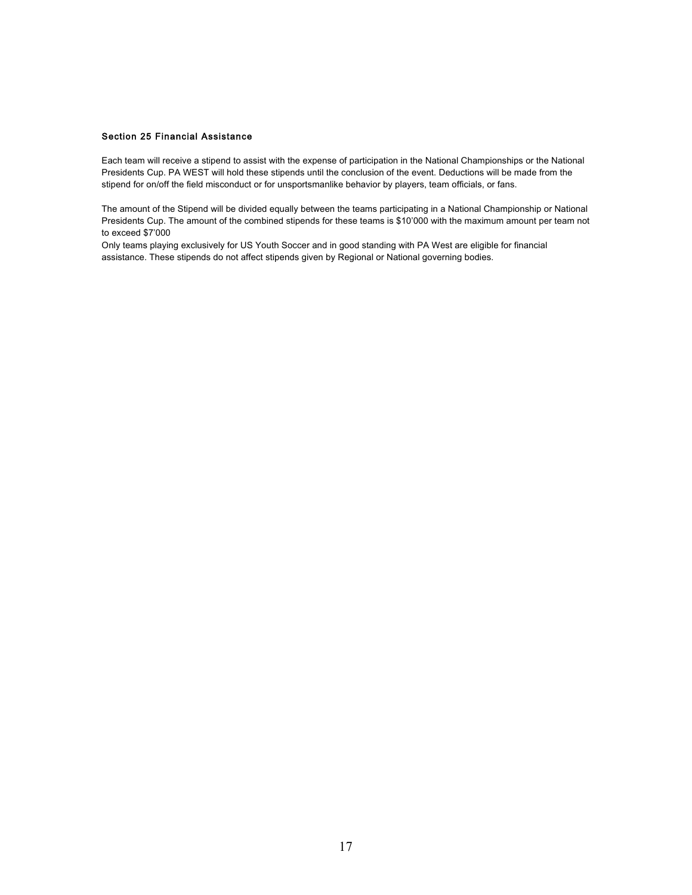### Section 25 Financial Assistance

Each team will receive a stipend to assist with the expense of participation in the National Championships or the National Presidents Cup. PA WEST will hold these stipends until the conclusion of the event. Deductions will be made from the stipend for on/off the field misconduct or for unsportsmanlike behavior by players, team officials, or fans.

The amount of the Stipend will be divided equally between the teams participating in a National Championship or National Presidents Cup. The amount of the combined stipends for these teams is $10’000 with the maximum amount per team not to exceed $7’000
Only teams playing exclusively for US Youth Soccer and in good standing with PA West are eligible for financial assistance. These stipends do not affect stipends given by Regional or National governing bodies.